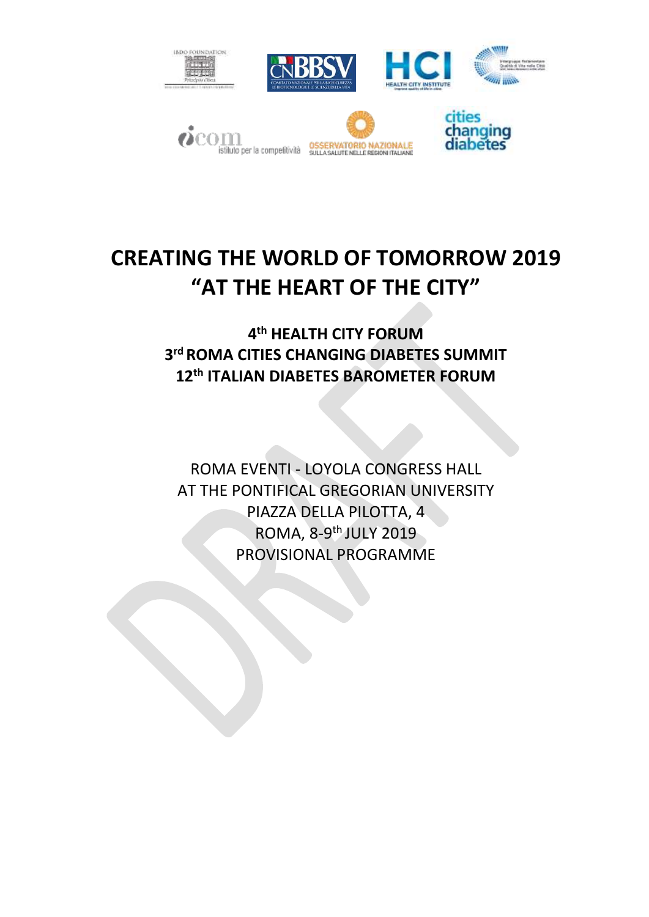# CREATING THE WORLD OF TOMORROW 2019
# "AT THE HEART OF THE CITY"

**4th HEALTH CITY FORUM**
**3rd ROMA CITIES CHANGING DIABETES SUMMIT**
**12th ITALIAN DIABETES BAROMETER FORUM**

ROMA EVENTI - LOYOLA CONGRESS HALL
AT THE PONTIFICAL GREGORIAN UNIVERSITY
PIAZZA DELLA PILOTTA, 4
ROMA, 8-9th JULY 2019
PROVISIONAL PROGRAMME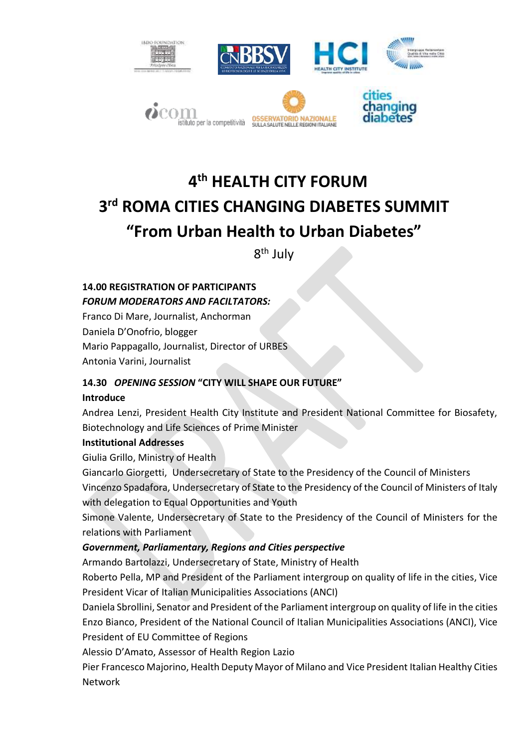# 4th HEALTH CITY FORUM

# 3rd ROMA CITIES CHANGING DIABETES SUMMIT

# "From Urban Health to Urban Diabetes"

8th July

**14.00 REGISTRATION OF PARTICIPANTS**

***FORUM MODERATORS AND FACILTATORS:***

Franco Di Mare, Journalist, Anchorman
Daniela D'Onofrio, blogger
Mario Pappagallo, Journalist, Director of URBES
Antonia Varini, Journalist

**14.30 *OPENING SESSION* "CITY WILL SHAPE OUR FUTURE"**

**Introduce**

Andrea Lenzi, President Health City Institute and President National Committee for Biosafety, Biotechnology and Life Sciences of Prime Minister

**Institutional Addresses**

Giulia Grillo, Ministry of Health
Giancarlo Giorgetti, Undersecretary of State to the Presidency of the Council of Ministers
Vincenzo Spadafora, Undersecretary of State to the Presidency of the Council of Ministers of Italy with delegation to Equal Opportunities and Youth
Simone Valente, Undersecretary of State to the Presidency of the Council of Ministers for the relations with Parliament

***Government, Parliamentary, Regions and Cities perspective***

Armando Bartolazzi, Undersecretary of State, Ministry of Health
Roberto Pella, MP and President of the Parliament intergroup on quality of life in the cities, Vice President Vicar of Italian Municipalities Associations (ANCI)
Daniela Sbrollini, Senator and President of the Parliament intergroup on quality of life in the cities
Enzo Bianco, President of the National Council of Italian Municipalities Associations (ANCI), Vice President of EU Committee of Regions
Alessio D'Amato, Assessor of Health Region Lazio
Pier Francesco Majorino, Health Deputy Mayor of Milano and Vice President Italian Healthy Cities Network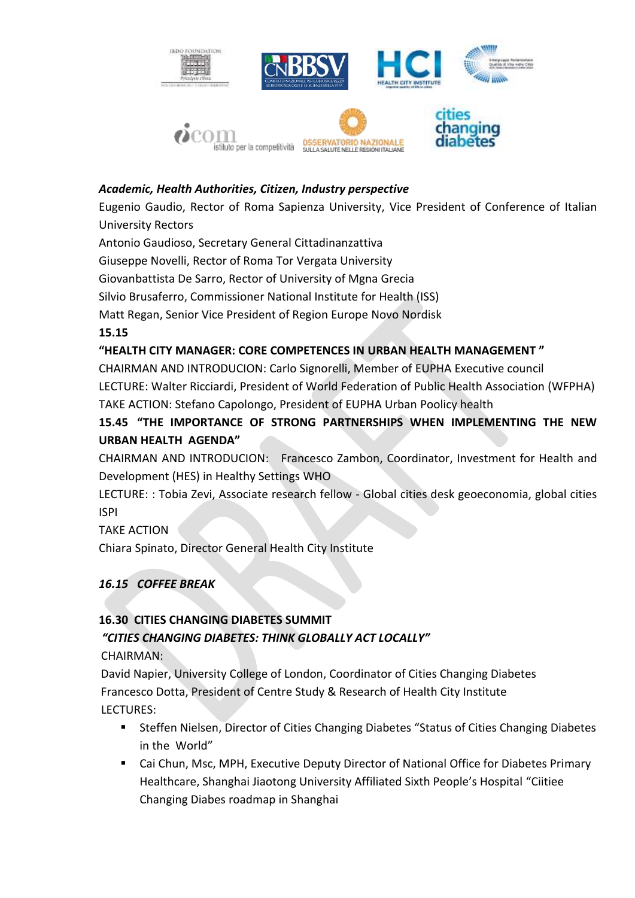***Academic, Health Authorities, Citizen, Industry perspective***

Eugenio Gaudio, Rector of Roma Sapienza University, Vice President of Conference of Italian University Rectors

Antonio Gaudioso, Secretary General Cittadinanzattiva

Giuseppe Novelli, Rector of Roma Tor Vergata University

Giovanbattista De Sarro, Rector of University of Mgna Grecia

Silvio Brusaferro, Commissioner National Institute for Health (ISS)

Matt Regan, Senior Vice President of Region Europe Novo Nordisk

**15.15**

**"HEALTH CITY MANAGER: CORE COMPETENCES IN URBAN HEALTH MANAGEMENT "**

CHAIRMAN AND INTRODUCION: Carlo Signorelli, Member of EUPHA Executive council

LECTURE: Walter Ricciardi, President of World Federation of Public Health Association (WFPHA)

TAKE ACTION: Stefano Capolongo, President of EUPHA Urban Poolicy health

**15.45 "THE IMPORTANCE OF STRONG PARTNERSHIPS WHEN IMPLEMENTING THE NEW URBAN HEALTH AGENDA"**

CHAIRMAN AND INTRODUCION: Francesco Zambon, Coordinator, Investment for Health and Development (HES) in Healthy Settings WHO

LECTURE: : Tobia Zevi, Associate research fellow - Global cities desk geoeconomia, global cities ISPI

TAKE ACTION

Chiara Spinato, Director General Health City Institute

***16.15 COFFEE BREAK***

**16.30 CITIES CHANGING DIABETES SUMMIT**

***"CITIES CHANGING DIABETES: THINK GLOBALLY ACT LOCALLY"***

CHAIRMAN:

David Napier, University College of London, Coordinator of Cities Changing Diabetes

Francesco Dotta, President of Centre Study & Research of Health City Institute

LECTURES:

- Steffen Nielsen, Director of Cities Changing Diabetes "Status of Cities Changing Diabetes in the World"
- Cai Chun, Msc, MPH, Executive Deputy Director of National Office for Diabetes Primary Healthcare, Shanghai Jiaotong University Affiliated Sixth People's Hospital "Ciitiee Changing Diabes roadmap in Shanghai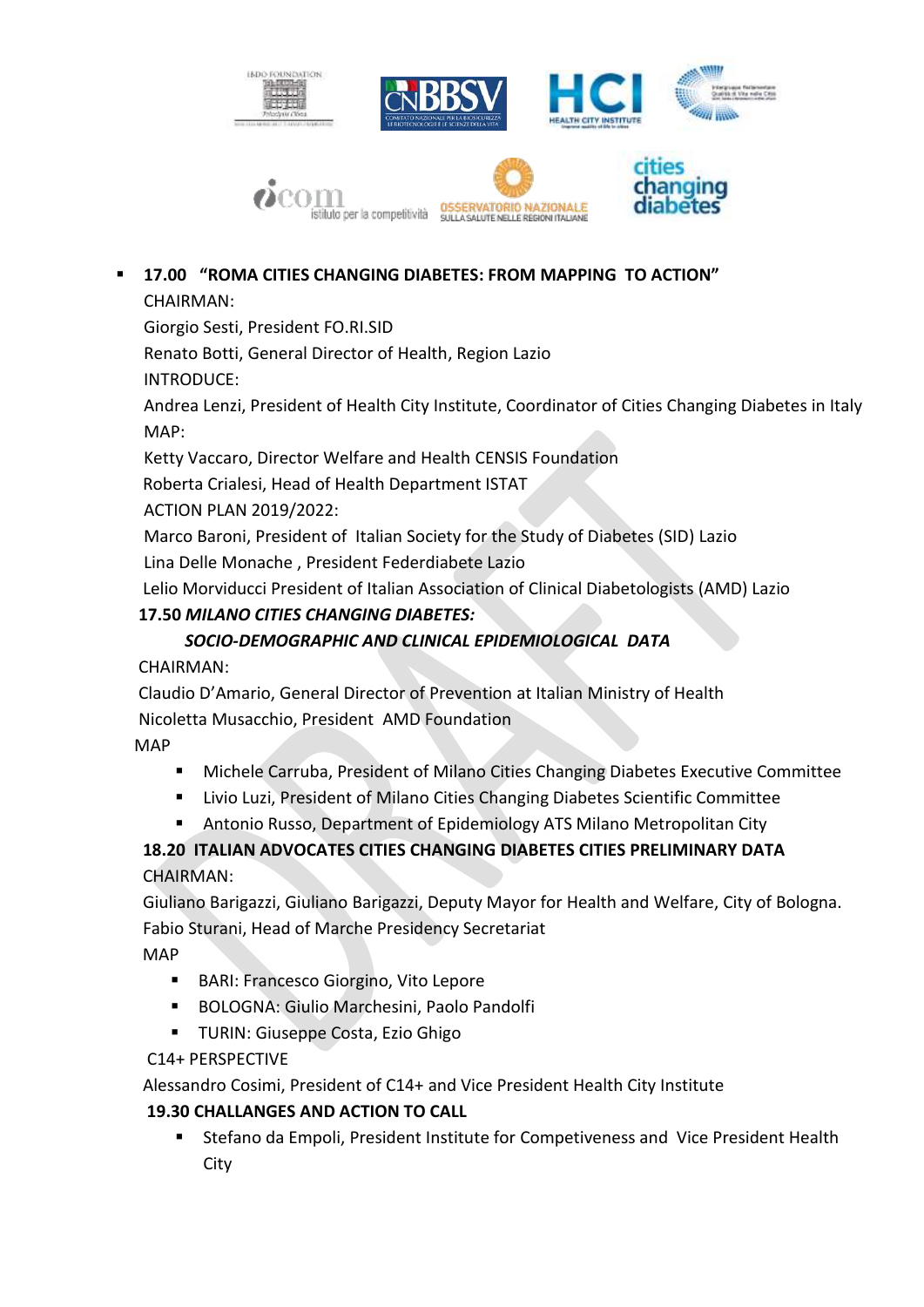- **17.00 "ROMA CITIES CHANGING DIABETES: FROM MAPPING TO ACTION"**

  CHAIRMAN:

  Giorgio Sesti, President FO.RI.SID

  Renato Botti, General Director of Health, Region Lazio

  INTRODUCE:

  Andrea Lenzi, President of Health City Institute, Coordinator of Cities Changing Diabetes in Italy

  MAP:

  Ketty Vaccaro, Director Welfare and Health CENSIS Foundation

  Roberta Crialesi, Head of Health Department ISTAT

  ACTION PLAN 2019/2022:

  Marco Baroni, President of Italian Society for the Study of Diabetes (SID) Lazio

  Lina Delle Monache , President Federdiabete Lazio

  Lelio Morviducci President of Italian Association of Clinical Diabetologists (AMD) Lazio

**17.50** ***MILANO CITIES CHANGING DIABETES:***

***SOCIO-DEMOGRAPHIC AND CLINICAL EPIDEMIOLOGICAL DATA***

CHAIRMAN:

Claudio D'Amario, General Director of Prevention at Italian Ministry of Health

Nicoletta Musacchio, President AMD Foundation

MAP

- Michele Carruba, President of Milano Cities Changing Diabetes Executive Committee
- Livio Luzi, President of Milano Cities Changing Diabetes Scientific Committee
- Antonio Russo, Department of Epidemiology ATS Milano Metropolitan City

**18.20 ITALIAN ADVOCATES CITIES CHANGING DIABETES CITIES PRELIMINARY DATA**

CHAIRMAN:

Giuliano Barigazzi, Giuliano Barigazzi, Deputy Mayor for Health and Welfare, City of Bologna.

Fabio Sturani, Head of Marche Presidency Secretariat

MAP

- BARI: Francesco Giorgino, Vito Lepore
- BOLOGNA: Giulio Marchesini, Paolo Pandolfi
- TURIN: Giuseppe Costa, Ezio Ghigo

C14+ PERSPECTIVE

Alessandro Cosimi, President of C14+ and Vice President Health City Institute

**19.30 CHALLANGES AND ACTION TO CALL**

- Stefano da Empoli, President Institute for Competiveness and Vice President Health City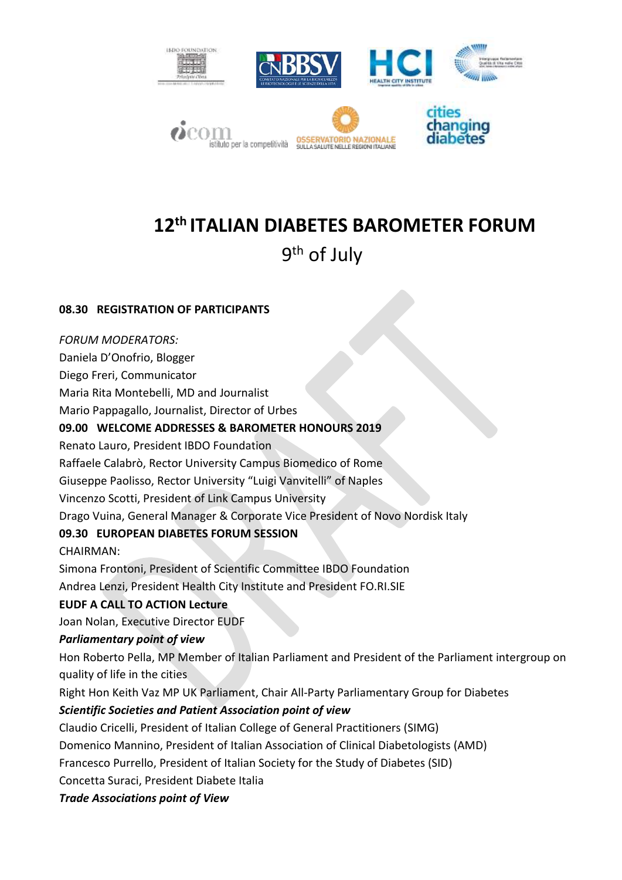# 12th ITALIAN DIABETES BAROMETER FORUM

## 9th of July

**08.30 REGISTRATION OF PARTICIPANTS**

*FORUM MODERATORS:*
Daniela D'Onofrio, Blogger
Diego Freri, Communicator
Maria Rita Montebelli, MD and Journalist
Mario Pappagallo, Journalist, Director of Urbes

**09.00 WELCOME ADDRESSES & BAROMETER HONOURS 2019**
Renato Lauro, President IBDO Foundation
Raffaele Calabrò, Rector University Campus Biomedico of Rome
Giuseppe Paolisso, Rector University "Luigi Vanvitelli" of Naples
Vincenzo Scotti, President of Link Campus University
Drago Vuina, General Manager & Corporate Vice President of Novo Nordisk Italy

**09.30 EUROPEAN DIABETES FORUM SESSION**
CHAIRMAN:
Simona Frontoni, President of Scientific Committee IBDO Foundation
Andrea Lenzi, President Health City Institute and President FO.RI.SIE

**EUDF A CALL TO ACTION Lecture**
Joan Nolan, Executive Director EUDF

***Parliamentary point of view***
Hon Roberto Pella, MP Member of Italian Parliament and President of the Parliament intergroup on quality of life in the cities
Right Hon Keith Vaz MP UK Parliament, Chair All-Party Parliamentary Group for Diabetes

***Scientific Societies and Patient Association point of view***
Claudio Cricelli, President of Italian College of General Practitioners (SIMG)
Domenico Mannino, President of Italian Association of Clinical Diabetologists (AMD)
Francesco Purrello, President of Italian Society for the Study of Diabetes (SID)
Concetta Suraci, President Diabete Italia

***Trade Associations point of View***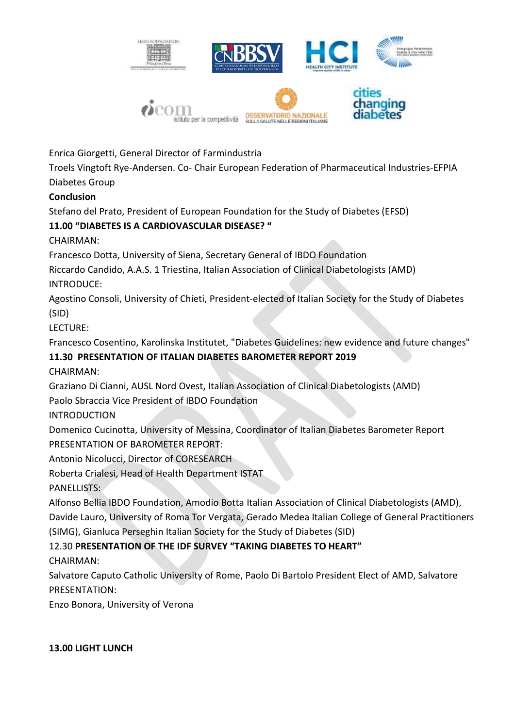Enrica Giorgetti, General Director of Farmindustria

Troels Vingtoft Rye-Andersen. Co- Chair European Federation of Pharmaceutical Industries-EFPIA Diabetes Group

**Conclusion**

Stefano del Prato, President of European Foundation for the Study of Diabetes (EFSD)

**11.00 "DIABETES IS A CARDIOVASCULAR DISEASE? "**

CHAIRMAN:

Francesco Dotta, University of Siena, Secretary General of IBDO Foundation

Riccardo Candido, A.A.S. 1 Triestina, Italian Association of Clinical Diabetologists (AMD)

INTRODUCE:

Agostino Consoli, University of Chieti, President-elected of Italian Society for the Study of Diabetes (SID)

LECTURE:

Francesco Cosentino, Karolinska Institutet, "Diabetes Guidelines: new evidence and future changes"

**11.30 PRESENTATION OF ITALIAN DIABETES BAROMETER REPORT 2019**

CHAIRMAN:

Graziano Di Cianni, AUSL Nord Ovest, Italian Association of Clinical Diabetologists (AMD)

Paolo Sbraccia Vice President of IBDO Foundation

INTRODUCTION

Domenico Cucinotta, University of Messina, Coordinator of Italian Diabetes Barometer Report

PRESENTATION OF BAROMETER REPORT:

Antonio Nicolucci, Director of CORESEARCH

Roberta Crialesi, Head of Health Department ISTAT

PANELLISTS:

Alfonso Bellia IBDO Foundation, Amodio Botta Italian Association of Clinical Diabetologists (AMD), Davide Lauro, University of Roma Tor Vergata, Gerado Medea Italian College of General Practitioners (SIMG), Gianluca Perseghin Italian Society for the Study of Diabetes (SID)

12.30 **PRESENTATION OF THE IDF SURVEY "TAKING DIABETES TO HEART"**

CHAIRMAN:

Salvatore Caputo Catholic University of Rome, Paolo Di Bartolo President Elect of AMD, Salvatore

PRESENTATION:

Enzo Bonora, University of Verona

**13.00 LIGHT LUNCH**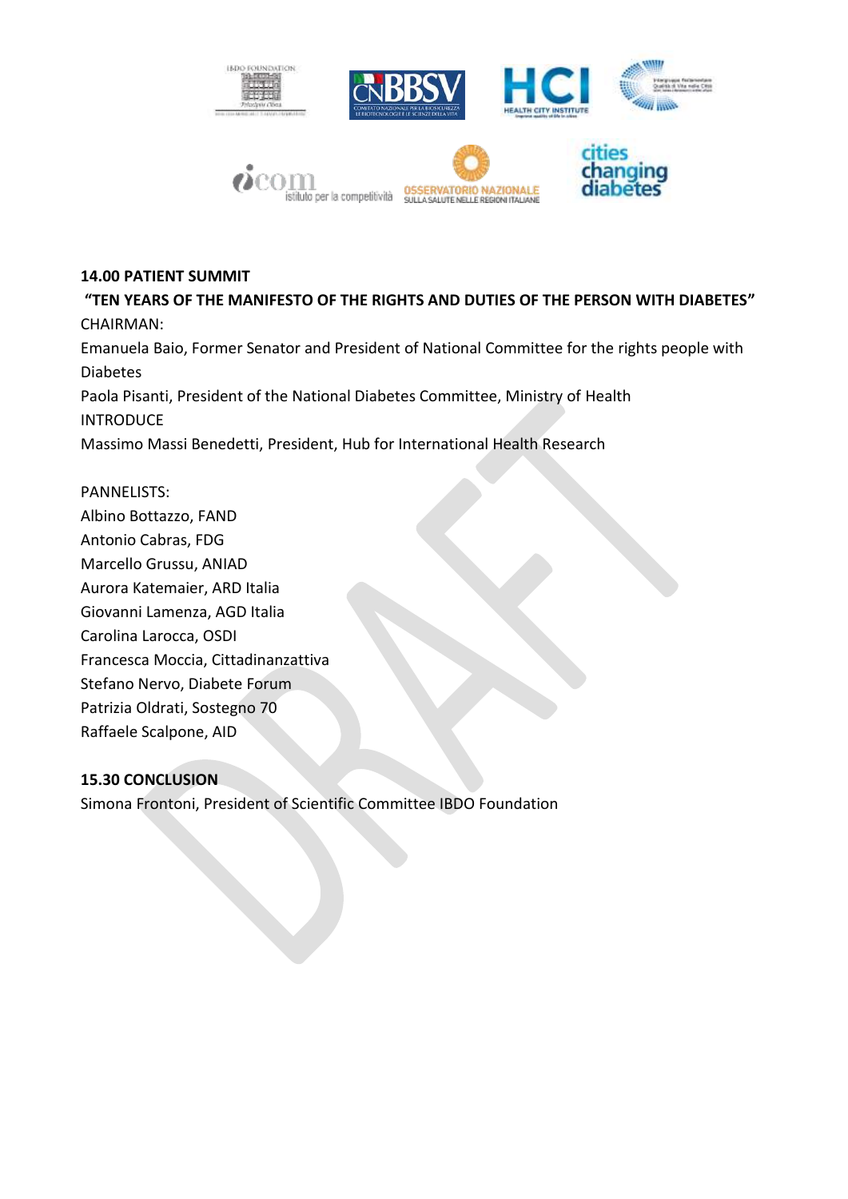**14.00 PATIENT SUMMIT**

**"TEN YEARS OF THE MANIFESTO OF THE RIGHTS AND DUTIES OF THE PERSON WITH DIABETES"**

CHAIRMAN:

Emanuela Baio, Former Senator and President of National Committee for the rights people with Diabetes

Paola Pisanti, President of the National Diabetes Committee, Ministry of Health

INTRODUCE

Massimo Massi Benedetti, President, Hub for International Health Research

PANNELISTS:

Albino Bottazzo, FAND

Antonio Cabras, FDG

Marcello Grussu, ANIAD

Aurora Katemaier, ARD Italia

Giovanni Lamenza, AGD Italia

Carolina Larocca, OSDI

Francesca Moccia, Cittadinanzattiva

Stefano Nervo, Diabete Forum

Patrizia Oldrati, Sostegno 70

Raffaele Scalpone, AID

**15.30 CONCLUSION**

Simona Frontoni, President of Scientific Committee IBDO Foundation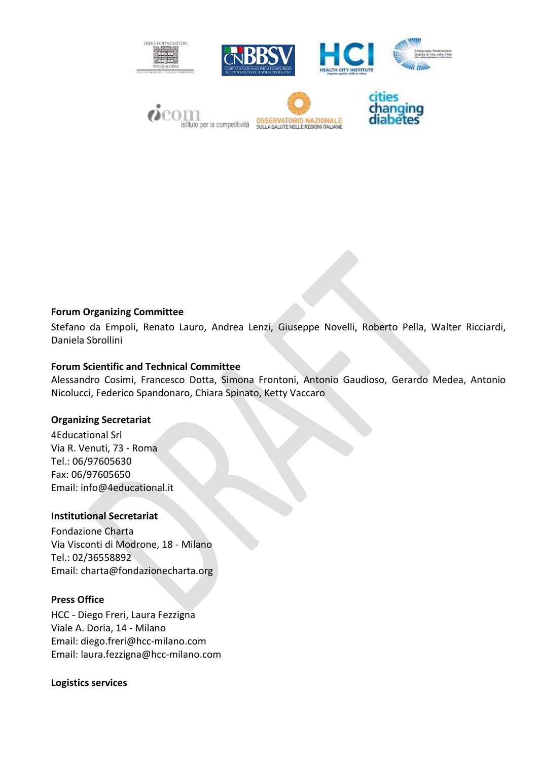**Forum Organizing Committee**

Stefano da Empoli, Renato Lauro, Andrea Lenzi, Giuseppe Novelli, Roberto Pella, Walter Ricciardi, Daniela Sbrollini

**Forum Scientific and Technical Committee**

Alessandro Cosimi, Francesco Dotta, Simona Frontoni, Antonio Gaudioso, Gerardo Medea, Antonio Nicolucci, Federico Spandonaro, Chiara Spinato, Ketty Vaccaro

**Organizing Secretariat**

4Educational Srl
Via R. Venuti, 73 - Roma
Tel.: 06/97605630
Fax: 06/97605650
Email: info@4educational.it

**Institutional Secretariat**

Fondazione Charta
Via Visconti di Modrone, 18 - Milano
Tel.: 02/36558892
Email: charta@fondazionecharta.org

**Press Office**

HCC - Diego Freri, Laura Fezzigna
Viale A. Doria, 14 - Milano
Email: diego.freri@hcc-milano.com
Email: laura.fezzigna@hcc-milano.com

**Logistics services**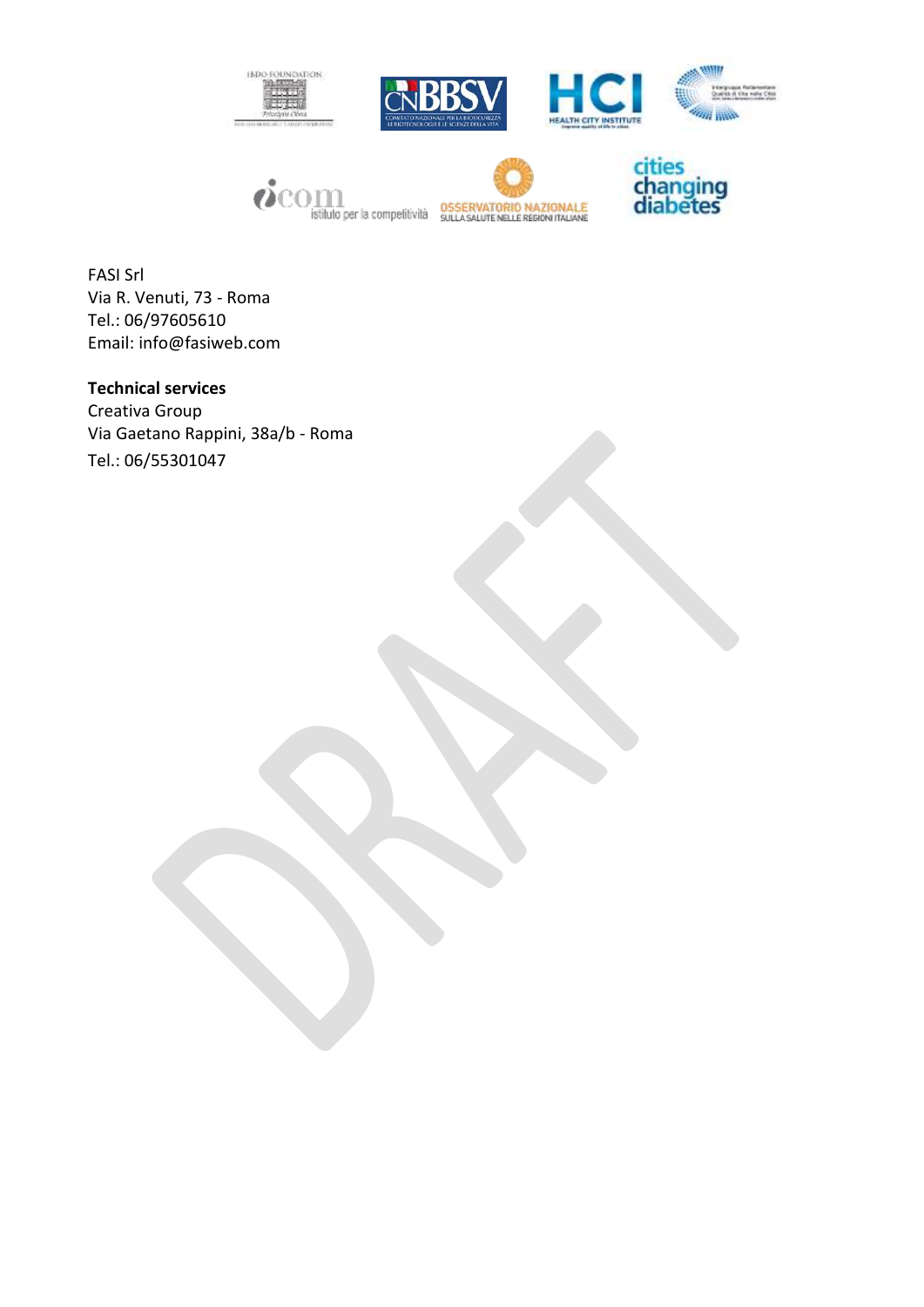FASI Srl
Via R. Venuti, 73 - Roma
Tel.: 06/97605610
Email: info@fasiweb.com

**Technical services**
Creativa Group
Via Gaetano Rappini, 38a/b - Roma
Tel.: 06/55301047